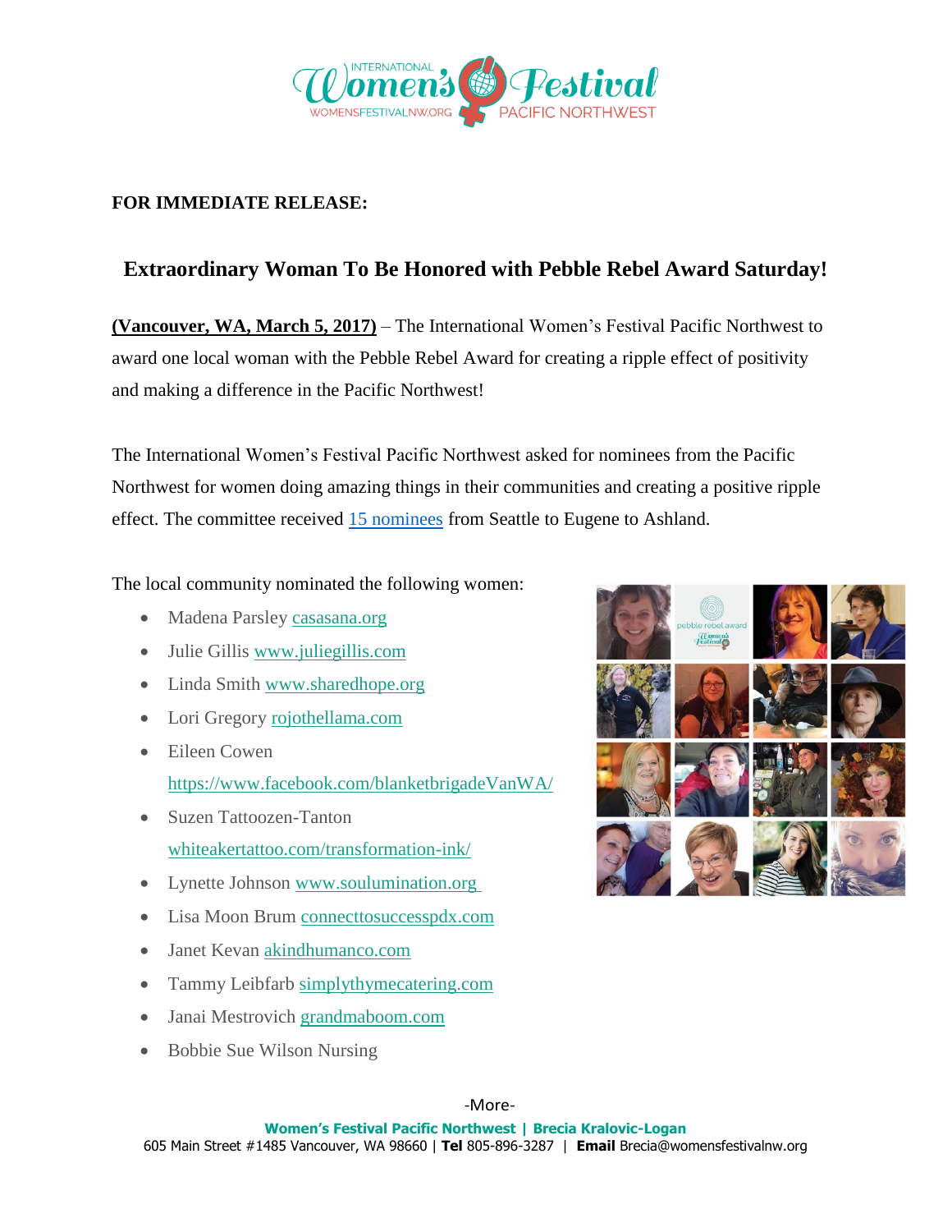**FOR IMMEDIATE RELEASE:**

## Extraordinary Woman To Be Honored with Pebble Rebel Award Saturday!

**(Vancouver, WA, March 5, 2017)** – The International Women's Festival Pacific Northwest to award one local woman with the Pebble Rebel Award for creating a ripple effect of positivity and making a difference in the Pacific Northwest!

The International Women's Festival Pacific Northwest asked for nominees from the Pacific Northwest for women doing amazing things in their communities and creating a positive ripple effect. The committee received 15 nominees from Seattle to Eugene to Ashland.

The local community nominated the following women:

- Madena Parsley casasana.org
- Julie Gillis www.juliegillis.com
- Linda Smith www.sharedhope.org
- Lori Gregory rojothellama.com
- Eileen Cowen https://www.facebook.com/blanketbrigadeVanWA/
- Suzen Tattoozen-Tanton whiteakertattoo.com/transformation-ink/
- Lynette Johnson www.soulumination.org
- Lisa Moon Brum connecttosuccesspdx.com
- Janet Kevan akindhumanco.com
- Tammy Leibfarb simplythymecatering.com
- Janai Mestrovich grandmaboom.com
- Bobbie Sue Wilson Nursing

-More-

**Women's Festival Pacific Northwest | Brecia Kralovic-Logan**
605 Main Street #1485 Vancouver, WA 98660 | **Tel** 805-896-3287 | **Email** Brecia@womensfestivalnw.org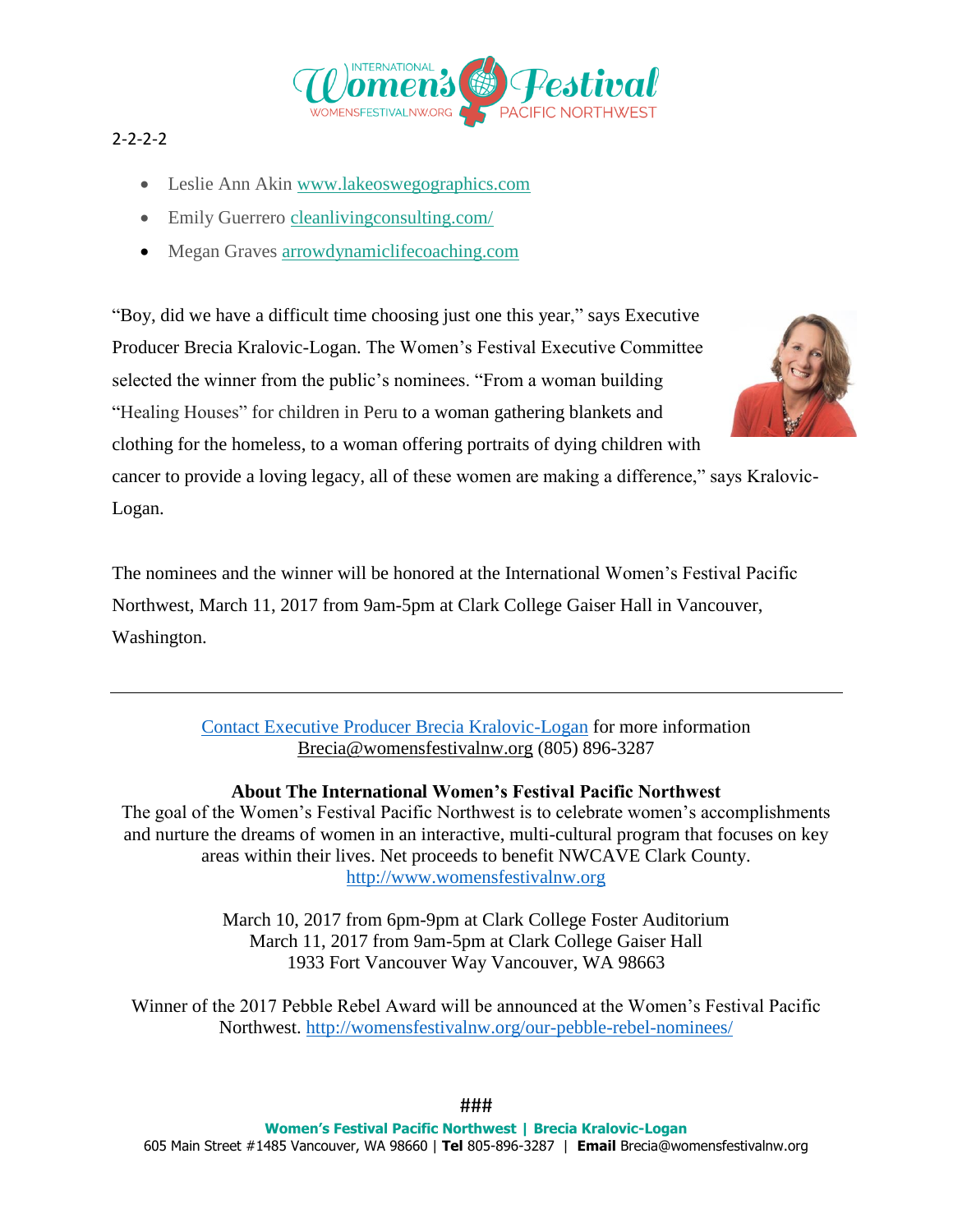2-2-2-2

- Leslie Ann Akin [www.lakeoswegographics.com](www.lakeoswegographics.com)
- Emily Guerrero [cleanlivingconsulting.com/](cleanlivingconsulting.com/)
- Megan Graves [arrowdynamiclifecoaching.com](arrowdynamiclifecoaching.com)

"Boy, did we have a difficult time choosing just one this year," says Executive Producer Brecia Kralovic-Logan. The Women's Festival Executive Committee selected the winner from the public's nominees. "From a woman building "Healing Houses" for children in Peru to a woman gathering blankets and clothing for the homeless, to a woman offering portraits of dying children with cancer to provide a loving legacy, all of these women are making a difference," says Kralovic-Logan.

The nominees and the winner will be honored at the International Women's Festival Pacific Northwest, March 11, 2017 from 9am-5pm at Clark College Gaiser Hall in Vancouver, Washington.

---

Contact Executive Producer Brecia Kralovic-Logan for more information
Brecia@womensfestivalnw.org (805) 896-3287

**About The International Women's Festival Pacific Northwest**

The goal of the Women's Festival Pacific Northwest is to celebrate women's accomplishments and nurture the dreams of women in an interactive, multi-cultural program that focuses on key areas within their lives. Net proceeds to benefit NWCAVE Clark County.
[http://www.womensfestivalnw.org](http://www.womensfestivalnw.org)

March 10, 2017 from 6pm-9pm at Clark College Foster Auditorium
March 11, 2017 from 9am-5pm at Clark College Gaiser Hall
1933 Fort Vancouver Way Vancouver, WA 98663

Winner of the 2017 Pebble Rebel Award will be announced at the Women's Festival Pacific Northwest. [http://womensfestivalnw.org/our-pebble-rebel-nominees/](http://womensfestivalnw.org/our-pebble-rebel-nominees/)

###

**Women's Festival Pacific Northwest | Brecia Kralovic-Logan**
605 Main Street #1485 Vancouver, WA 98660 | **Tel** 805-896-3287 | **Email** Brecia@womensfestivalnw.org